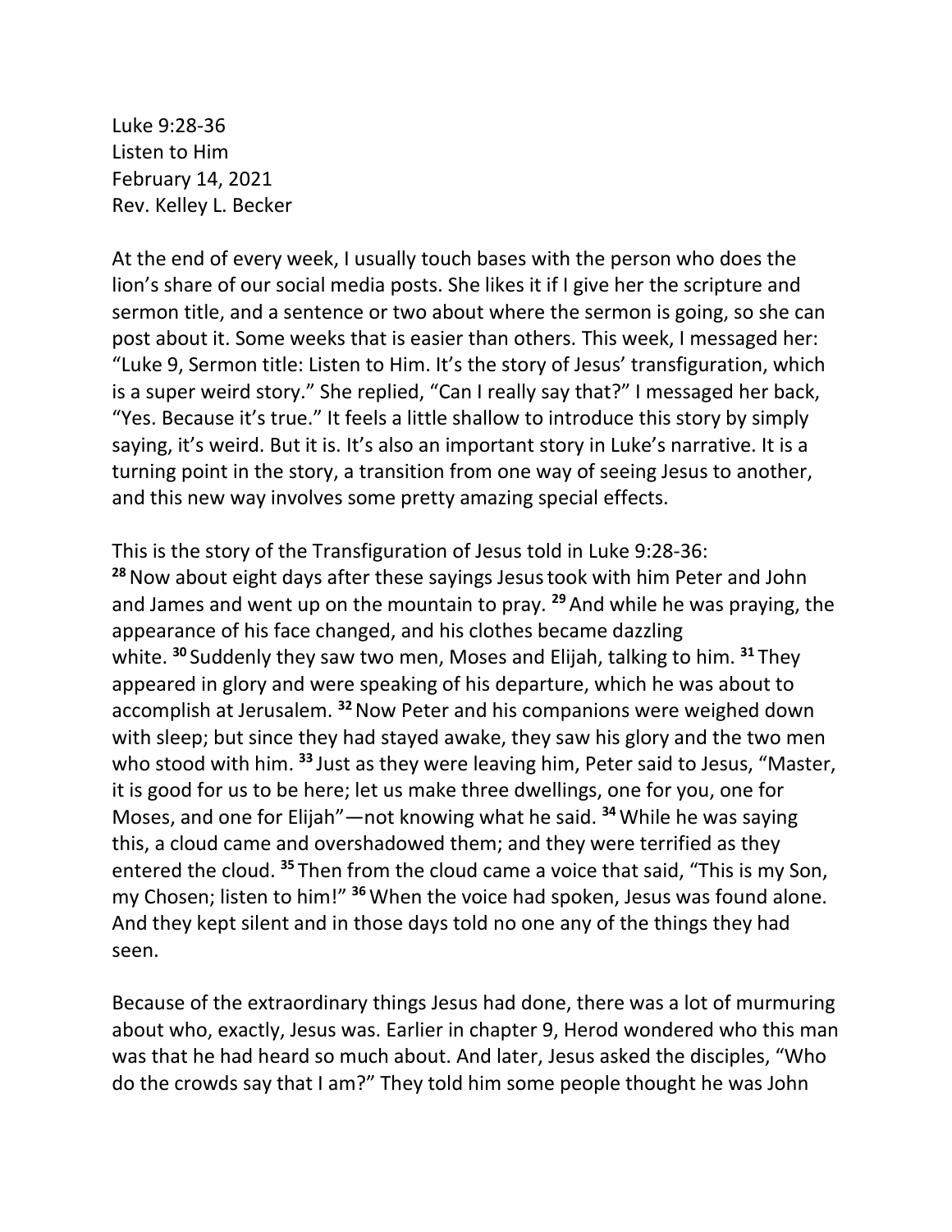Luke 9:28-36
Listen to Him
February 14, 2021
Rev. Kelley L. Becker

At the end of every week, I usually touch bases with the person who does the lion's share of our social media posts. She likes it if I give her the scripture and sermon title, and a sentence or two about where the sermon is going, so she can post about it. Some weeks that is easier than others. This week, I messaged her: "Luke 9, Sermon title: Listen to Him. It's the story of Jesus' transfiguration, which is a super weird story." She replied, "Can I really say that?" I messaged her back, "Yes. Because it's true." It feels a little shallow to introduce this story by simply saying, it's weird. But it is. It's also an important story in Luke's narrative. It is a turning point in the story, a transition from one way of seeing Jesus to another, and this new way involves some pretty amazing special effects.

This is the story of the Transfiguration of Jesus told in Luke 9:28-36:
**28** Now about eight days after these sayings Jesus took with him Peter and John and James and went up on the mountain to pray. **29** And while he was praying, the appearance of his face changed, and his clothes became dazzling white. **30** Suddenly they saw two men, Moses and Elijah, talking to him. **31** They appeared in glory and were speaking of his departure, which he was about to accomplish at Jerusalem. **32** Now Peter and his companions were weighed down with sleep; but since they had stayed awake, they saw his glory and the two men who stood with him. **33** Just as they were leaving him, Peter said to Jesus, "Master, it is good for us to be here; let us make three dwellings, one for you, one for Moses, and one for Elijah"—not knowing what he said. **34** While he was saying this, a cloud came and overshadowed them; and they were terrified as they entered the cloud. **35** Then from the cloud came a voice that said, "This is my Son, my Chosen; listen to him!" **36** When the voice had spoken, Jesus was found alone. And they kept silent and in those days told no one any of the things they had seen.

Because of the extraordinary things Jesus had done, there was a lot of murmuring about who, exactly, Jesus was. Earlier in chapter 9, Herod wondered who this man was that he had heard so much about. And later, Jesus asked the disciples, "Who do the crowds say that I am?" They told him some people thought he was John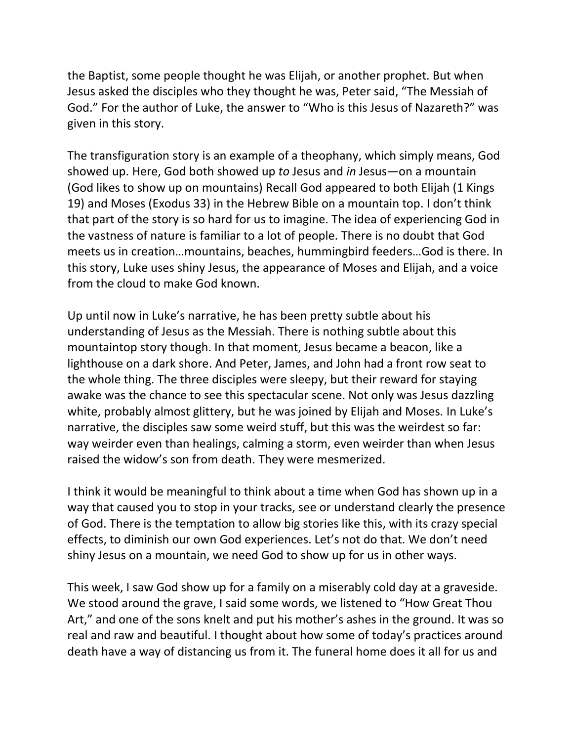the Baptist, some people thought he was Elijah, or another prophet. But when Jesus asked the disciples who they thought he was, Peter said, "The Messiah of God." For the author of Luke, the answer to "Who is this Jesus of Nazareth?" was given in this story.

The transfiguration story is an example of a theophany, which simply means, God showed up. Here, God both showed up *to* Jesus and *in* Jesus—on a mountain (God likes to show up on mountains) Recall God appeared to both Elijah (1 Kings 19) and Moses (Exodus 33) in the Hebrew Bible on a mountain top. I don't think that part of the story is so hard for us to imagine. The idea of experiencing God in the vastness of nature is familiar to a lot of people. There is no doubt that God meets us in creation…mountains, beaches, hummingbird feeders…God is there. In this story, Luke uses shiny Jesus, the appearance of Moses and Elijah, and a voice from the cloud to make God known.

Up until now in Luke's narrative, he has been pretty subtle about his understanding of Jesus as the Messiah. There is nothing subtle about this mountaintop story though. In that moment, Jesus became a beacon, like a lighthouse on a dark shore. And Peter, James, and John had a front row seat to the whole thing. The three disciples were sleepy, but their reward for staying awake was the chance to see this spectacular scene. Not only was Jesus dazzling white, probably almost glittery, but he was joined by Elijah and Moses. In Luke's narrative, the disciples saw some weird stuff, but this was the weirdest so far: way weirder even than healings, calming a storm, even weirder than when Jesus raised the widow's son from death. They were mesmerized.

I think it would be meaningful to think about a time when God has shown up in a way that caused you to stop in your tracks, see or understand clearly the presence of God. There is the temptation to allow big stories like this, with its crazy special effects, to diminish our own God experiences. Let's not do that. We don't need shiny Jesus on a mountain, we need God to show up for us in other ways.

This week, I saw God show up for a family on a miserably cold day at a graveside. We stood around the grave, I said some words, we listened to "How Great Thou Art," and one of the sons knelt and put his mother's ashes in the ground. It was so real and raw and beautiful. I thought about how some of today's practices around death have a way of distancing us from it. The funeral home does it all for us and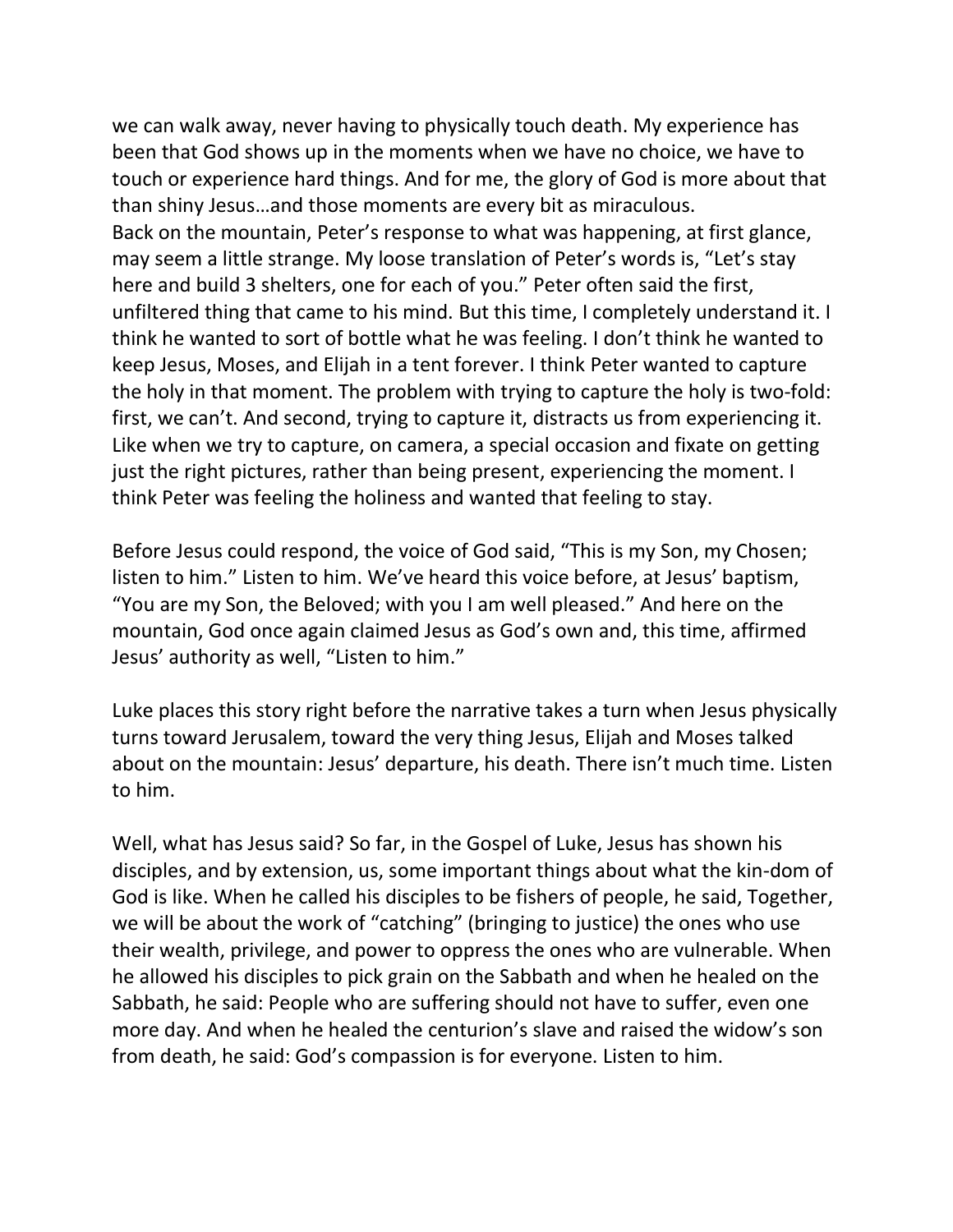we can walk away, never having to physically touch death. My experience has been that God shows up in the moments when we have no choice, we have to touch or experience hard things. And for me, the glory of God is more about that than shiny Jesus…and those moments are every bit as miraculous.
Back on the mountain, Peter's response to what was happening, at first glance, may seem a little strange. My loose translation of Peter's words is, "Let's stay here and build 3 shelters, one for each of you." Peter often said the first, unfiltered thing that came to his mind. But this time, I completely understand it. I think he wanted to sort of bottle what he was feeling. I don't think he wanted to keep Jesus, Moses, and Elijah in a tent forever. I think Peter wanted to capture the holy in that moment. The problem with trying to capture the holy is two-fold: first, we can't. And second, trying to capture it, distracts us from experiencing it. Like when we try to capture, on camera, a special occasion and fixate on getting just the right pictures, rather than being present, experiencing the moment. I think Peter was feeling the holiness and wanted that feeling to stay.

Before Jesus could respond, the voice of God said, "This is my Son, my Chosen; listen to him." Listen to him. We've heard this voice before, at Jesus' baptism, "You are my Son, the Beloved; with you I am well pleased." And here on the mountain, God once again claimed Jesus as God's own and, this time, affirmed Jesus' authority as well, "Listen to him."

Luke places this story right before the narrative takes a turn when Jesus physically turns toward Jerusalem, toward the very thing Jesus, Elijah and Moses talked about on the mountain: Jesus' departure, his death. There isn't much time. Listen to him.

Well, what has Jesus said? So far, in the Gospel of Luke, Jesus has shown his disciples, and by extension, us, some important things about what the kin-dom of God is like. When he called his disciples to be fishers of people, he said, Together, we will be about the work of "catching" (bringing to justice) the ones who use their wealth, privilege, and power to oppress the ones who are vulnerable. When he allowed his disciples to pick grain on the Sabbath and when he healed on the Sabbath, he said: People who are suffering should not have to suffer, even one more day. And when he healed the centurion's slave and raised the widow's son from death, he said: God's compassion is for everyone. Listen to him.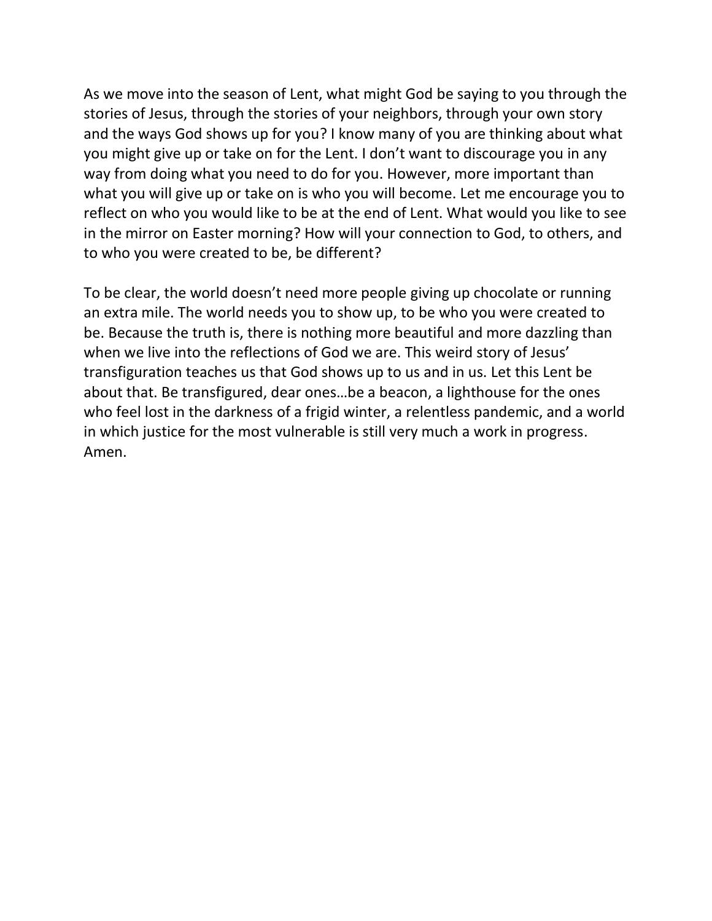As we move into the season of Lent, what might God be saying to you through the stories of Jesus, through the stories of your neighbors, through your own story and the ways God shows up for you? I know many of you are thinking about what you might give up or take on for the Lent. I don't want to discourage you in any way from doing what you need to do for you. However, more important than what you will give up or take on is who you will become. Let me encourage you to reflect on who you would like to be at the end of Lent. What would you like to see in the mirror on Easter morning? How will your connection to God, to others, and to who you were created to be, be different?

To be clear, the world doesn't need more people giving up chocolate or running an extra mile. The world needs you to show up, to be who you were created to be. Because the truth is, there is nothing more beautiful and more dazzling than when we live into the reflections of God we are. This weird story of Jesus' transfiguration teaches us that God shows up to us and in us. Let this Lent be about that. Be transfigured, dear ones…be a beacon, a lighthouse for the ones who feel lost in the darkness of a frigid winter, a relentless pandemic, and a world in which justice for the most vulnerable is still very much a work in progress. Amen.